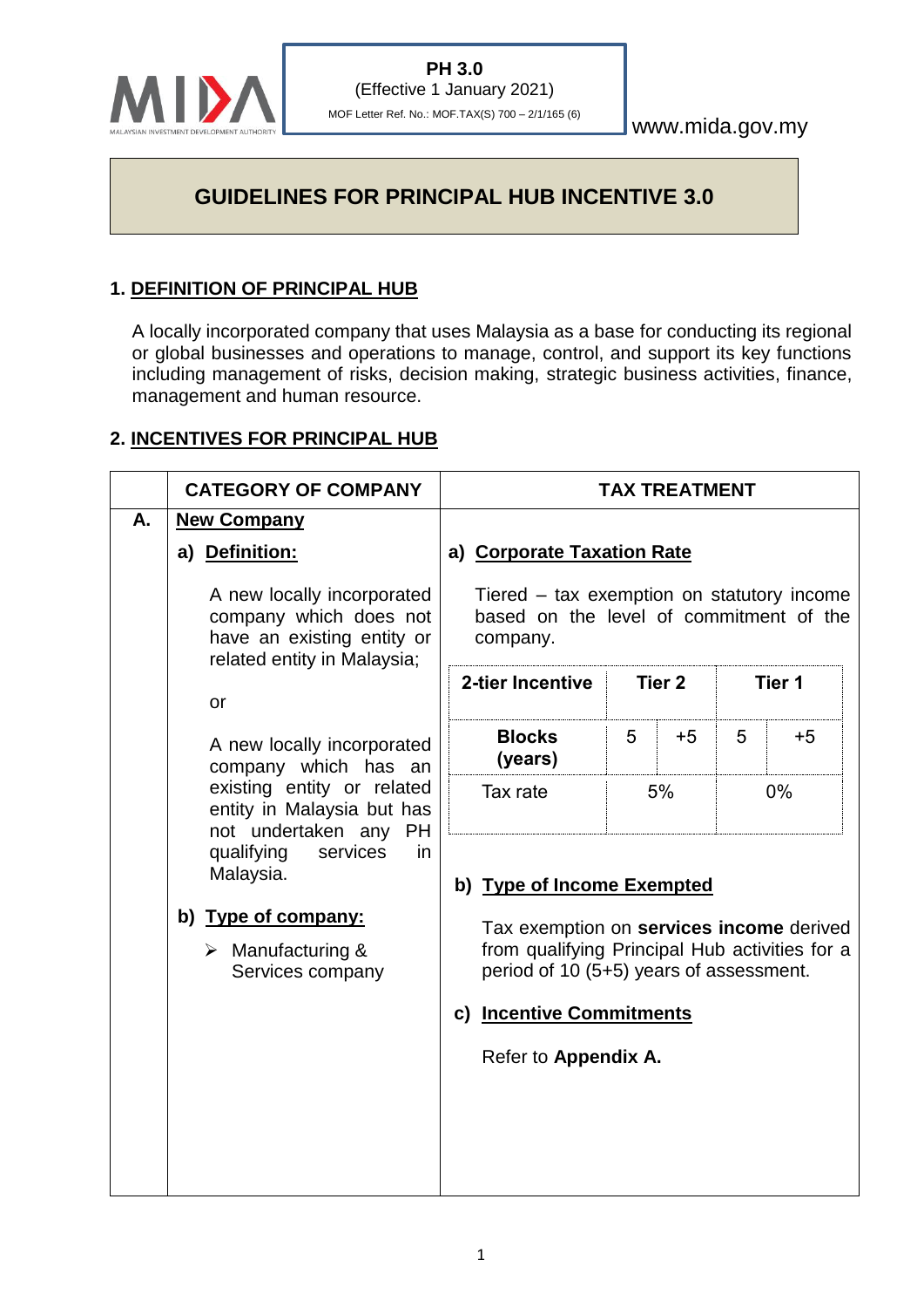PH 3.0
(Effective 1 January 2021)
MOF Letter Ref. No.: MOF.TAX(S) 700 – 2/1/165 (6)

www.mida.gov.my

# GUIDELINES FOR PRINCIPAL HUB INCENTIVE 3.0

## 1. DEFINITION OF PRINCIPAL HUB

A locally incorporated company that uses Malaysia as a base for conducting its regional or global businesses and operations to manage, control, and support its key functions including management of risks, decision making, strategic business activities, finance, management and human resource.

## 2. INCENTIVES FOR PRINCIPAL HUB

| | CATEGORY OF COMPANY | TAX TREATMENT |
|---|---|---|
| A. | **New Company**<br><br>a) **Definition:**<br><br>A new locally incorporated company which does not have an existing entity or related entity in Malaysia;<br><br>or<br><br>A new locally incorporated company which has an existing entity or related entity in Malaysia but has not undertaken any PH qualifying services in Malaysia.<br><br>b) **Type of company:**<br><br>➢ Manufacturing & Services company | a) **Corporate Taxation Rate**<br><br>Tiered – tax exemption on statutory income based on the level of commitment of the company.<br><br>(see table below)<br><br>b) **Type of Income Exempted**<br><br>Tax exemption on **services income** derived from qualifying Principal Hub activities for a period of 10 (5+5) years of assessment.<br><br>c) **Incentive Commitments**<br><br>Refer to **Appendix A.** |

| 2-tier Incentive | Tier 2 | | Tier 1 | |
|---|---|---|---|---|
| Blocks (years) | 5 | +5 | 5 | +5 |
| Tax rate | 5% | | 0% | |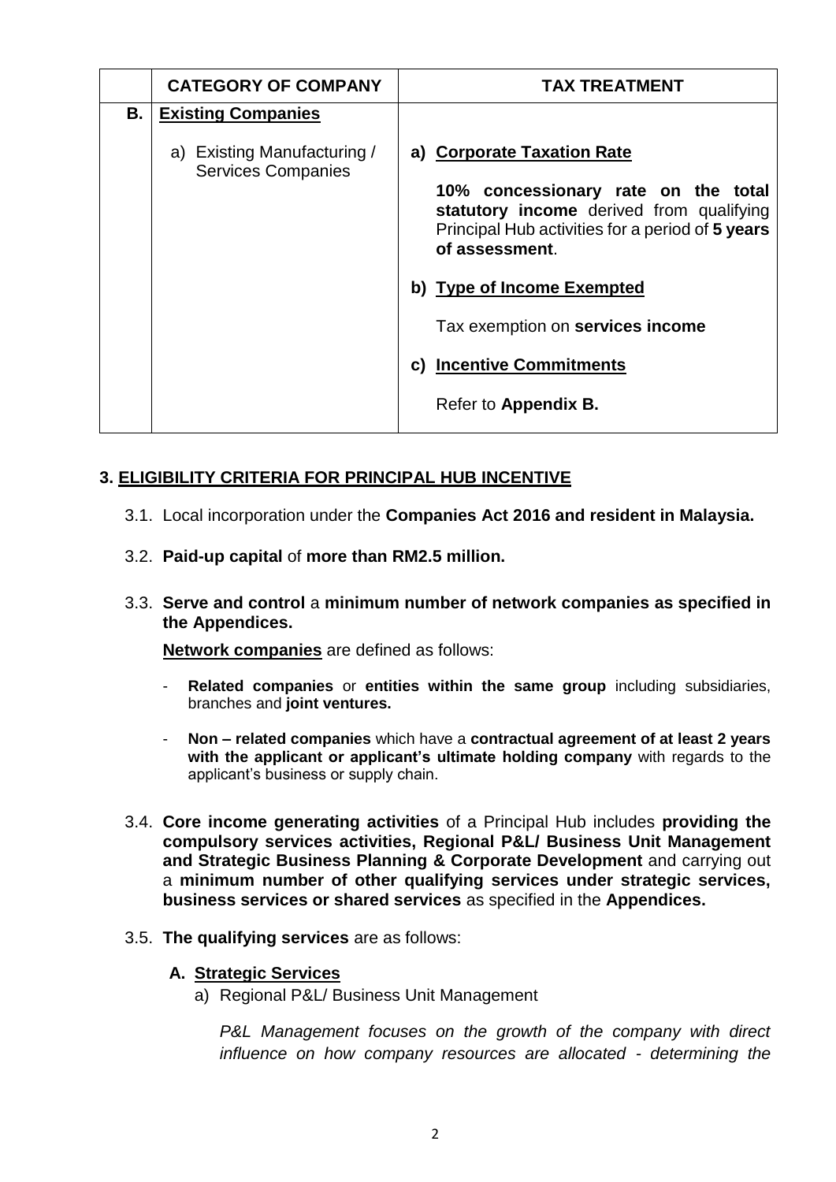| | CATEGORY OF COMPANY | TAX TREATMENT |
|---|---|---|
| **B.** | **Existing Companies**<br><br>a) Existing Manufacturing / Services Companies | a) **Corporate Taxation Rate**<br><br>**10% concessionary rate on the total statutory income** derived from qualifying Principal Hub activities for a period of **5 years of assessment**.<br><br>b) **Type of Income Exempted**<br><br>Tax exemption on **services income**<br><br>c) **Incentive Commitments**<br><br>Refer to **Appendix B.** |

## 3. ELIGIBILITY CRITERIA FOR PRINCIPAL HUB INCENTIVE

3.1. Local incorporation under the **Companies Act 2016 and resident in Malaysia.**

3.2. **Paid-up capital** of **more than RM2.5 million.**

3.3. **Serve and control** a **minimum number of network companies as specified in the Appendices.**

**Network companies** are defined as follows:

- **Related companies** or **entities within the same group** including subsidiaries, branches and **joint ventures.**
- **Non – related companies** which have a **contractual agreement of at least 2 years with the applicant or applicant's ultimate holding company** with regards to the applicant's business or supply chain.

3.4. **Core income generating activities** of a Principal Hub includes **providing the compulsory services activities, Regional P&L/ Business Unit Management and Strategic Business Planning & Corporate Development** and carrying out a **minimum number of other qualifying services under strategic services, business services or shared services** as specified in the **Appendices.**

3.5. **The qualifying services** are as follows:

**A. Strategic Services**

a) Regional P&L/ Business Unit Management

*P&L Management focuses on the growth of the company with direct influence on how company resources are allocated - determining the*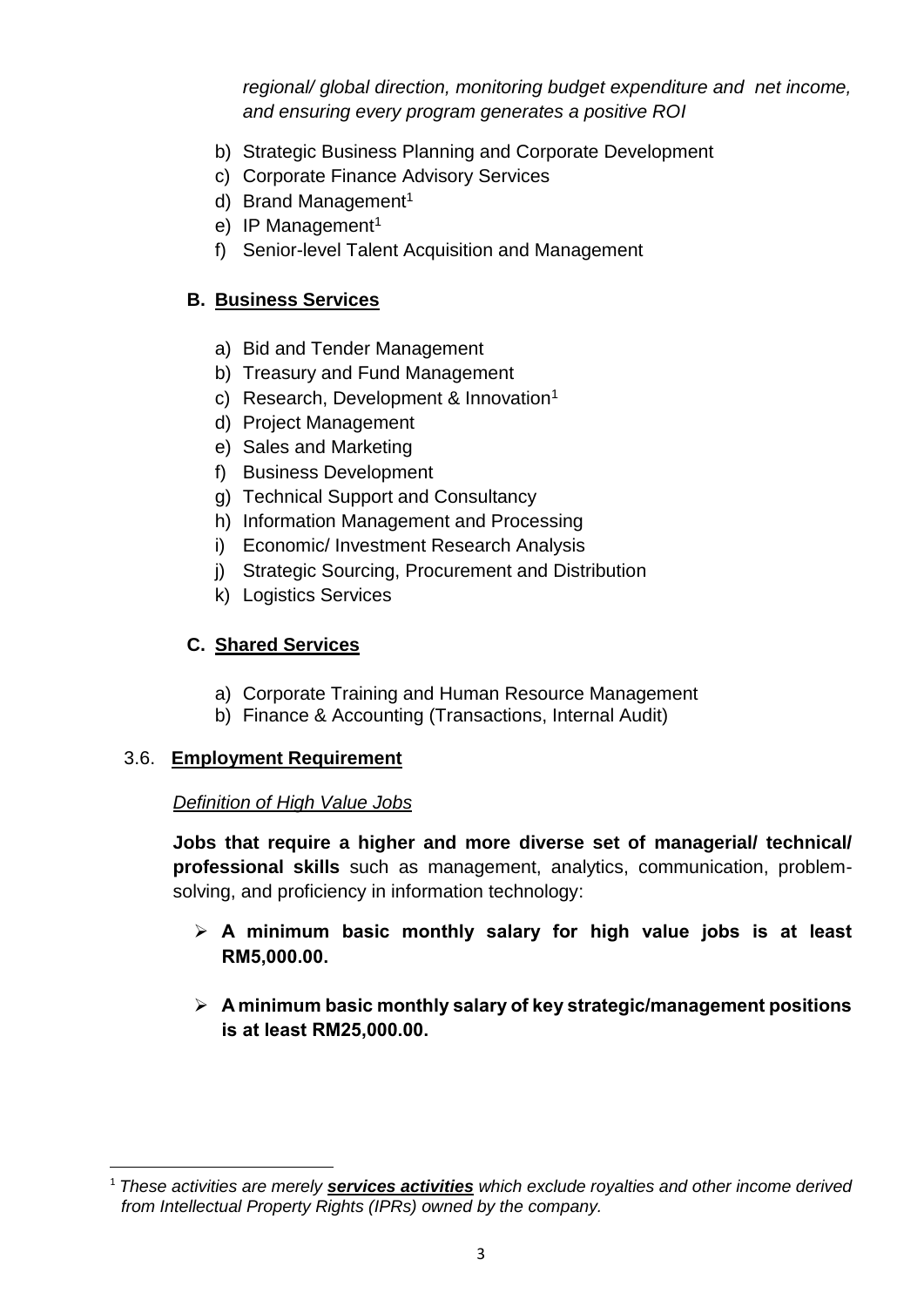*regional/ global direction, monitoring budget expenditure and net income, and ensuring every program generates a positive ROI*

b) Strategic Business Planning and Corporate Development
c) Corporate Finance Advisory Services
d) Brand Management[1]
e) IP Management[1]
f) Senior-level Talent Acquisition and Management

### B. <u>Business Services</u>

a) Bid and Tender Management
b) Treasury and Fund Management
c) Research, Development & Innovation[1]
d) Project Management
e) Sales and Marketing
f) Business Development
g) Technical Support and Consultancy
h) Information Management and Processing
i) Economic/ Investment Research Analysis
j) Strategic Sourcing, Procurement and Distribution
k) Logistics Services

### C. <u>Shared Services</u>

a) Corporate Training and Human Resource Management
b) Finance & Accounting (Transactions, Internal Audit)

## 3.6. <u>Employment Requirement</u>

*<u>Definition of High Value Jobs</u>*

**Jobs that require a higher and more diverse set of managerial/ technical/ professional skills** such as management, analytics, communication, problem-solving, and proficiency in information technology:

- **A minimum basic monthly salary for high value jobs is at least RM5,000.00.**
- **A minimum basic monthly salary of key strategic/management positions is at least RM25,000.00.**

---

[1] *These activities are merely **<u>services activities</u>** which exclude royalties and other income derived from Intellectual Property Rights (IPRs) owned by the company.*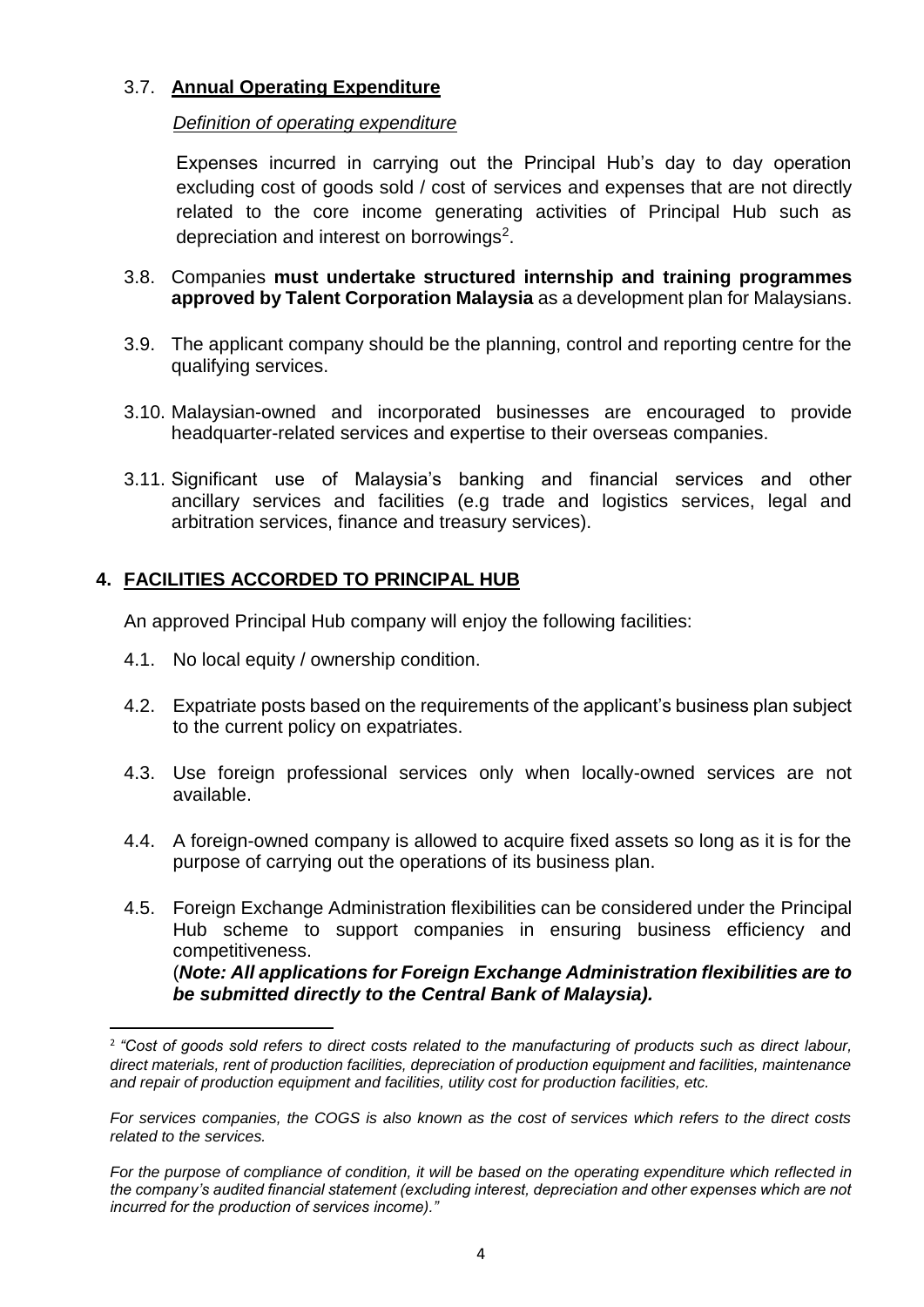3.7. **Annual Operating Expenditure**

*Definition of operating expenditure*

Expenses incurred in carrying out the Principal Hub's day to day operation excluding cost of goods sold / cost of services and expenses that are not directly related to the core income generating activities of Principal Hub such as depreciation and interest on borrowings[2].

3.8. Companies **must undertake structured internship and training programmes approved by Talent Corporation Malaysia** as a development plan for Malaysians.

3.9. The applicant company should be the planning, control and reporting centre for the qualifying services.

3.10. Malaysian-owned and incorporated businesses are encouraged to provide headquarter-related services and expertise to their overseas companies.

3.11. Significant use of Malaysia's banking and financial services and other ancillary services and facilities (e.g trade and logistics services, legal and arbitration services, finance and treasury services).

## 4. FACILITIES ACCORDED TO PRINCIPAL HUB

An approved Principal Hub company will enjoy the following facilities:

4.1. No local equity / ownership condition.

4.2. Expatriate posts based on the requirements of the applicant's business plan subject to the current policy on expatriates.

4.3. Use foreign professional services only when locally-owned services are not available.

4.4. A foreign-owned company is allowed to acquire fixed assets so long as it is for the purpose of carrying out the operations of its business plan.

4.5. Foreign Exchange Administration flexibilities can be considered under the Principal Hub scheme to support companies in ensuring business efficiency and competitiveness.
(***Note: All applications for Foreign Exchange Administration flexibilities are to be submitted directly to the Central Bank of Malaysia).***

---

[2] *"Cost of goods sold refers to direct costs related to the manufacturing of products such as direct labour, direct materials, rent of production facilities, depreciation of production equipment and facilities, maintenance and repair of production equipment and facilities, utility cost for production facilities, etc.*

*For services companies, the COGS is also known as the cost of services which refers to the direct costs related to the services.*

*For the purpose of compliance of condition, it will be based on the operating expenditure which reflected in the company's audited financial statement (excluding interest, depreciation and other expenses which are not incurred for the production of services income)."*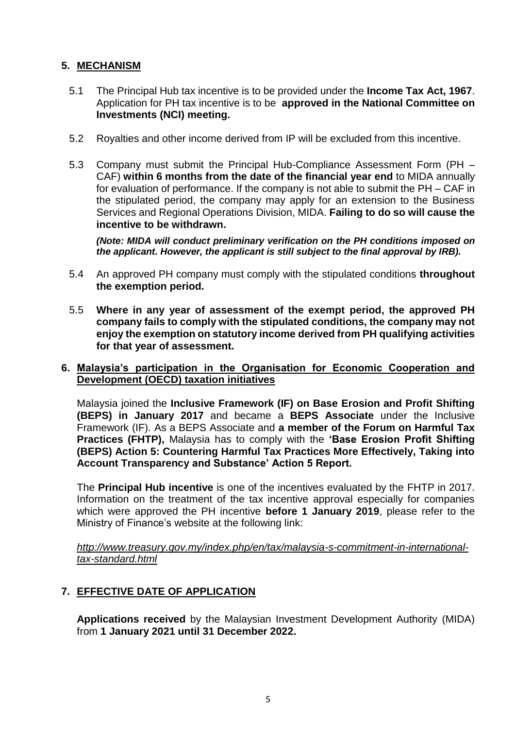## 5. MECHANISM

5.1 The Principal Hub tax incentive is to be provided under the **Income Tax Act, 1967**. Application for PH tax incentive is to be **approved in the National Committee on Investments (NCI) meeting.**

5.2 Royalties and other income derived from IP will be excluded from this incentive.

5.3 Company must submit the Principal Hub-Compliance Assessment Form (PH – CAF) **within 6 months from the date of the financial year end** to MIDA annually for evaluation of performance. If the company is not able to submit the PH – CAF in the stipulated period, the company may apply for an extension to the Business Services and Regional Operations Division, MIDA. **Failing to do so will cause the incentive to be withdrawn.**

***(Note: MIDA will conduct preliminary verification on the PH conditions imposed on the applicant. However, the applicant is still subject to the final approval by IRB).***

5.4 An approved PH company must comply with the stipulated conditions **throughout the exemption period.**

5.5 **Where in any year of assessment of the exempt period, the approved PH company fails to comply with the stipulated conditions, the company may not enjoy the exemption on statutory income derived from PH qualifying activities for that year of assessment.**

## 6. Malaysia's participation in the Organisation for Economic Cooperation and Development (OECD) taxation initiatives

Malaysia joined the **Inclusive Framework (IF) on Base Erosion and Profit Shifting (BEPS) in January 2017** and became a **BEPS Associate** under the Inclusive Framework (IF). As a BEPS Associate and **a member of the Forum on Harmful Tax Practices (FHTP),** Malaysia has to comply with the **'Base Erosion Profit Shifting (BEPS) Action 5: Countering Harmful Tax Practices More Effectively, Taking into Account Transparency and Substance' Action 5 Report.**

The **Principal Hub incentive** is one of the incentives evaluated by the FHTP in 2017. Information on the treatment of the tax incentive approval especially for companies which were approved the PH incentive **before 1 January 2019**, please refer to the Ministry of Finance's website at the following link:

*http://www.treasury.gov.my/index.php/en/tax/malaysia-s-commitment-in-international-tax-standard.html*

## 7. EFFECTIVE DATE OF APPLICATION

**Applications received** by the Malaysian Investment Development Authority (MIDA) from **1 January 2021 until 31 December 2022.**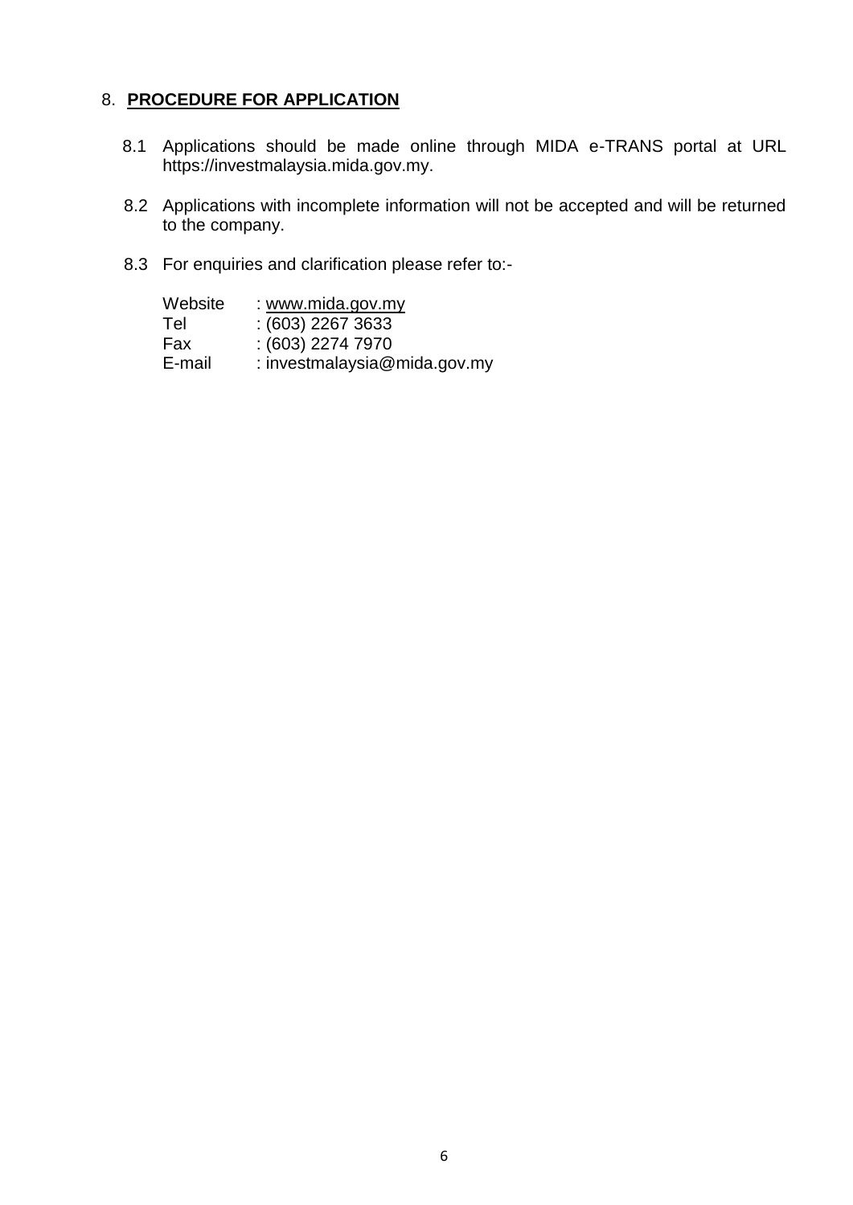## 8. **PROCEDURE FOR APPLICATION**

8.1 Applications should be made online through MIDA e-TRANS portal at URL https://investmalaysia.mida.gov.my.

8.2 Applications with incomplete information will not be accepted and will be returned to the company.

8.3 For enquiries and clarification please refer to:-

Website : www.mida.gov.my
Tel : (603) 2267 3633
Fax : (603) 2274 7970
E-mail : investmalaysia@mida.gov.my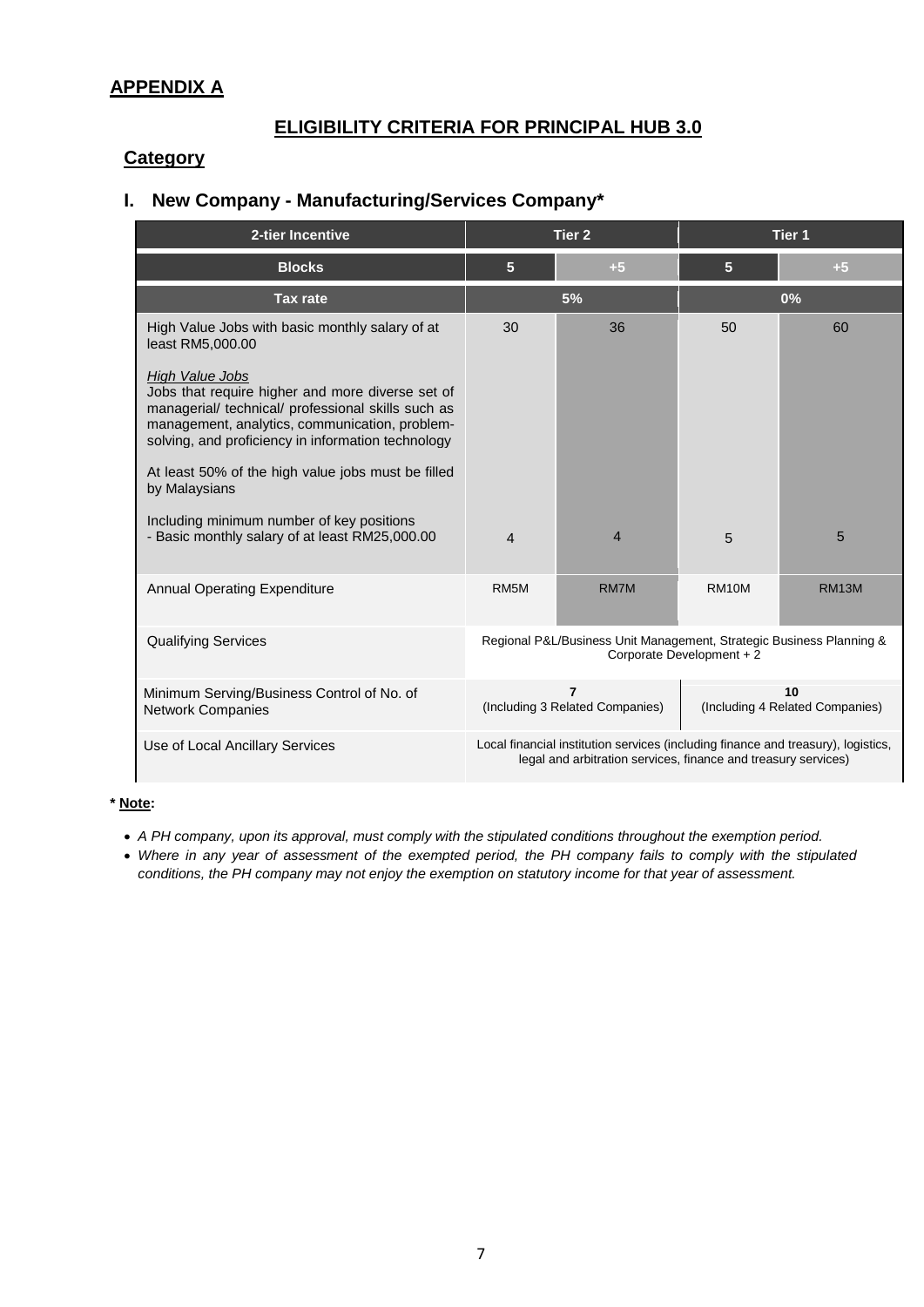## APPENDIX A

# ELIGIBILITY CRITERIA FOR PRINCIPAL HUB 3.0

## Category

### I. New Company - Manufacturing/Services Company*

| 2-tier Incentive | Tier 2 | | Tier 1 | |
|---|---|---|---|---|
| **Blocks** | 5 | +5 | 5 | +5 |
| **Tax rate** | 5% | | 0% | |
| High Value Jobs with basic monthly salary of at least RM5,000.00<br><br>*High Value Jobs*<br>Jobs that require higher and more diverse set of managerial/ technical/ professional skills such as management, analytics, communication, problem-solving, and proficiency in information technology<br><br>At least 50% of the high value jobs must be filled by Malaysians | 30 | 36 | 50 | 60 |
| Including minimum number of key positions<br>- Basic monthly salary of at least RM25,000.00 | 4 | 4 | 5 | 5 |
| Annual Operating Expenditure | RM5M | RM7M | RM10M | RM13M |
| Qualifying Services | Regional P&L/Business Unit Management, Strategic Business Planning & Corporate Development + 2 | | | |
| Minimum Serving/Business Control of No. of Network Companies | **7**<br>(Including 3 Related Companies) | | **10**<br>(Including 4 Related Companies) | |
| Use of Local Ancillary Services | Local financial institution services (including finance and treasury), logistics, legal and arbitration services, finance and treasury services) | | | |

**\* Note:**

- *A PH company, upon its approval, must comply with the stipulated conditions throughout the exemption period.*
- *Where in any year of assessment of the exempted period, the PH company fails to comply with the stipulated conditions, the PH company may not enjoy the exemption on statutory income for that year of assessment.*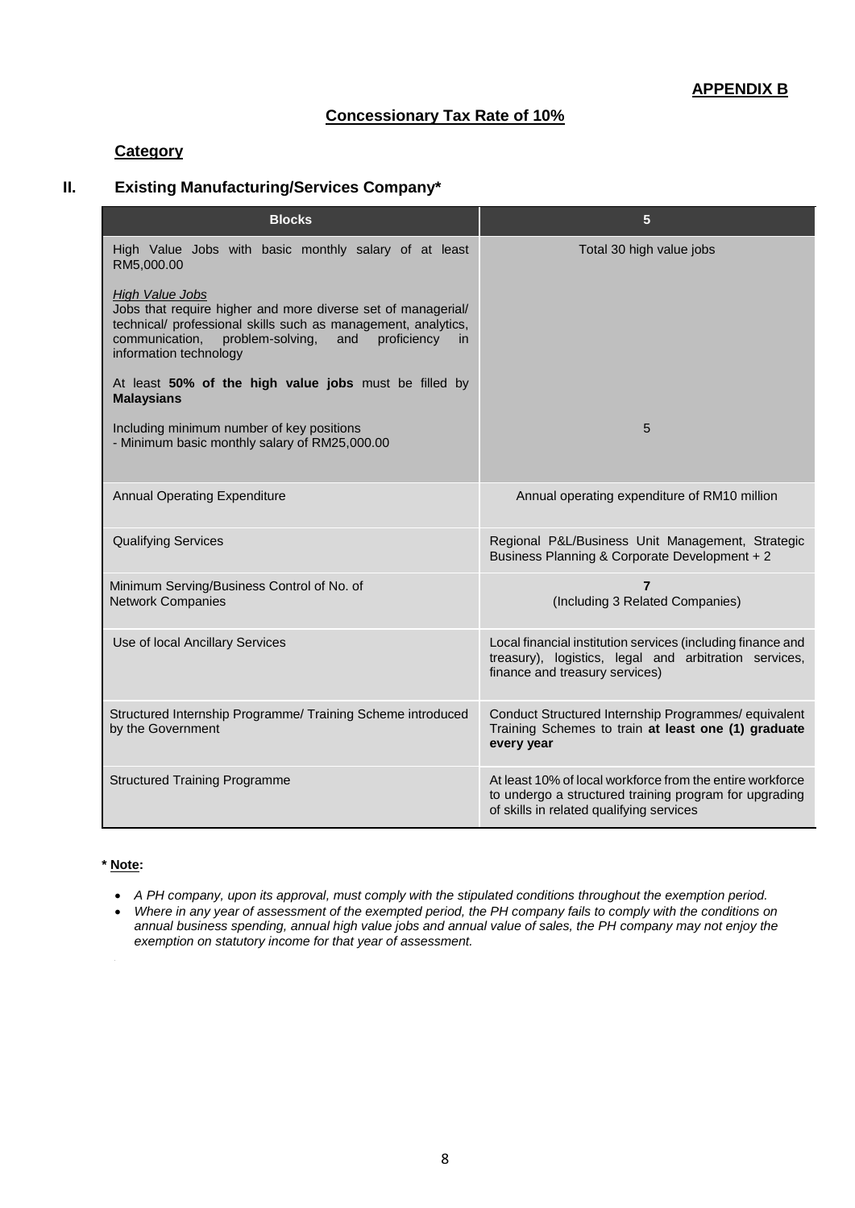**APPENDIX B**

## Concessionary Tax Rate of 10%

### Category

### II. Existing Manufacturing/Services Company*

| Blocks | 5 |
|---|---|
| High Value Jobs with basic monthly salary of at least RM5,000.00<br><br>*High Value Jobs*<br>Jobs that require higher and more diverse set of managerial/ technical/ professional skills such as management, analytics, communication, problem-solving, and proficiency in information technology<br><br>At least **50% of the high value jobs** must be filled by **Malaysians** | Total 30 high value jobs |
| Including minimum number of key positions<br>- Minimum basic monthly salary of RM25,000.00 | 5 |
| Annual Operating Expenditure | Annual operating expenditure of RM10 million |
| Qualifying Services | Regional P&L/Business Unit Management, Strategic Business Planning & Corporate Development + 2 |
| Minimum Serving/Business Control of No. of Network Companies | **7**<br>(Including 3 Related Companies) |
| Use of local Ancillary Services | Local financial institution services (including finance and treasury), logistics, legal and arbitration services, finance and treasury services) |
| Structured Internship Programme/ Training Scheme introduced by the Government | Conduct Structured Internship Programmes/ equivalent Training Schemes to train **at least one (1) graduate every year** |
| Structured Training Programme | At least 10% of local workforce from the entire workforce to undergo a structured training program for upgrading of skills in related qualifying services |

**\* Note:**

- *A PH company, upon its approval, must comply with the stipulated conditions throughout the exemption period.*
- *Where in any year of assessment of the exempted period, the PH company fails to comply with the conditions on annual business spending, annual high value jobs and annual value of sales, the PH company may not enjoy the exemption on statutory income for that year of assessment.*